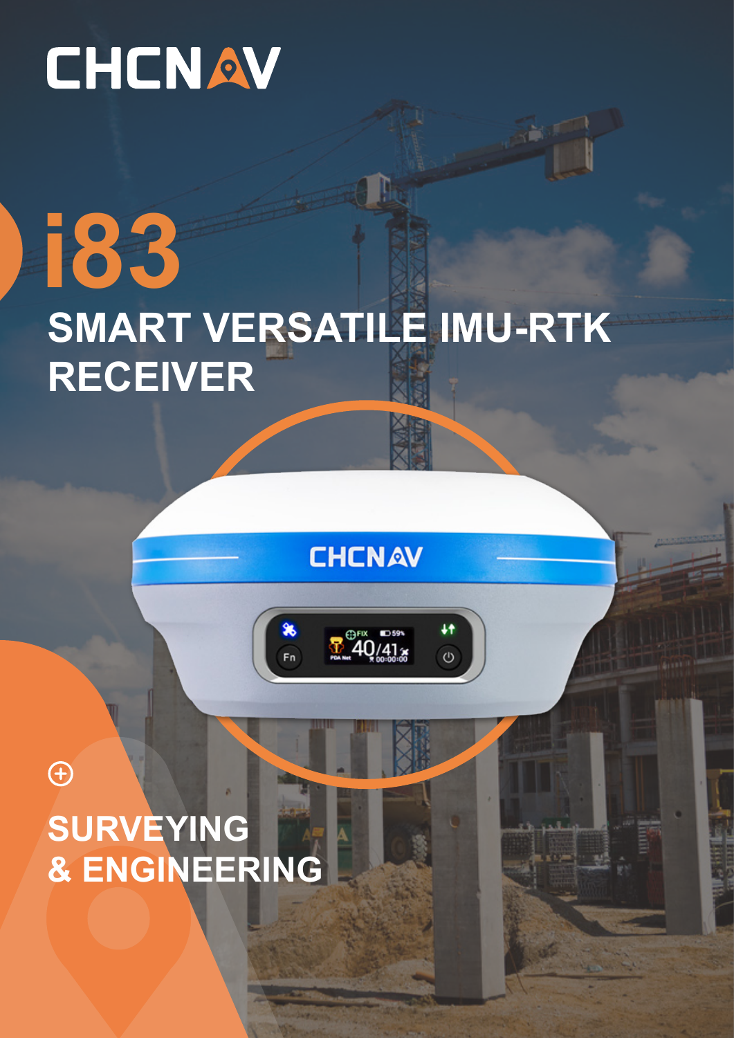CHCNAV

# i83

## SMART VERSATILE IMU-RTK RECEIVER

## SURVEYING & ENGINEERING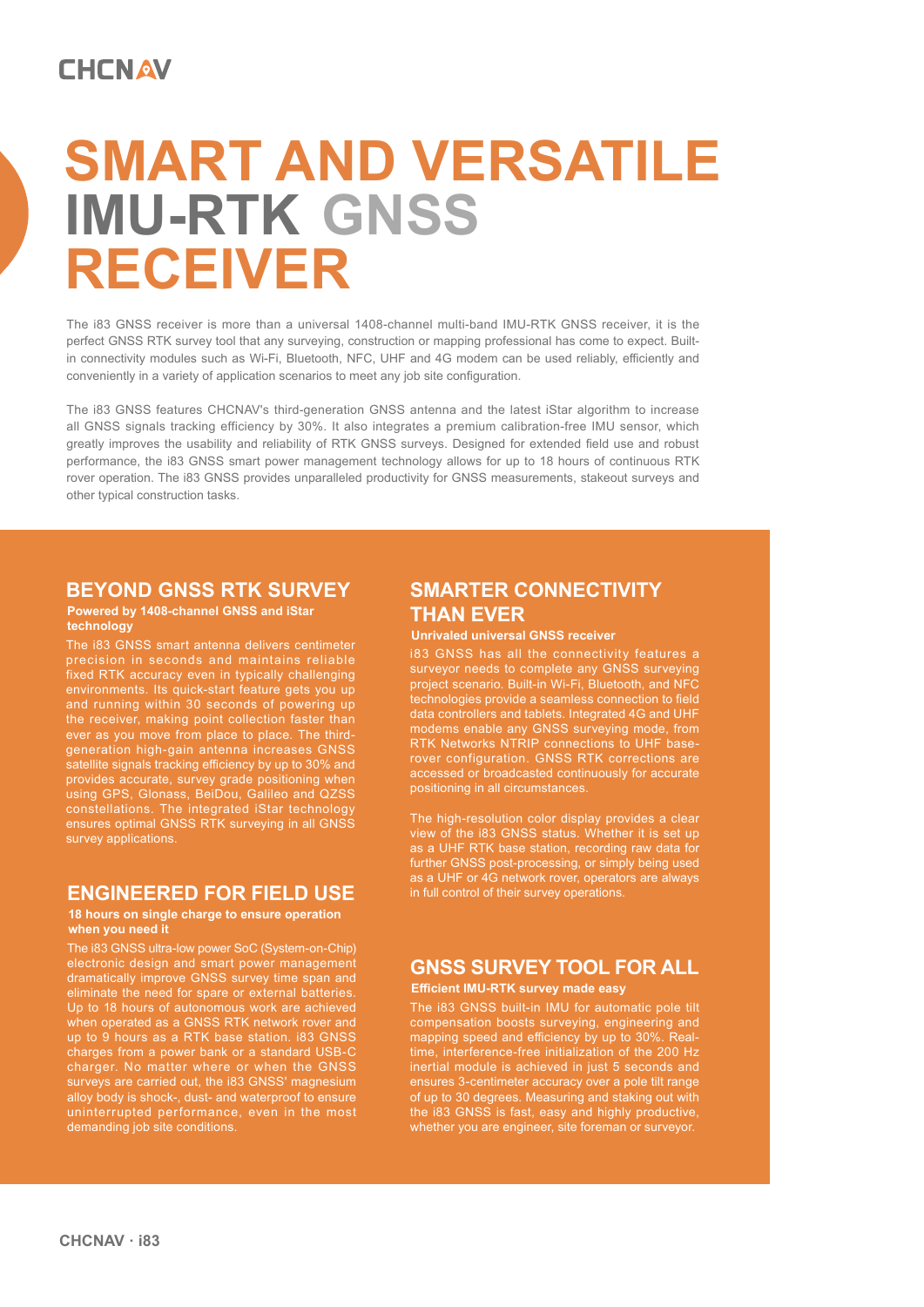# SMART AND VERSATILE IMU-RTK GNSS RECEIVER

The i83 GNSS receiver is more than a universal 1408-channel multi-band IMU-RTK GNSS receiver, it is the perfect GNSS RTK survey tool that any surveying, construction or mapping professional has come to expect. Built-in connectivity modules such as Wi-Fi, Bluetooth, NFC, UHF and 4G modem can be used reliably, efficiently and conveniently in a variety of application scenarios to meet any job site configuration.

The i83 GNSS features CHCNAV's third-generation GNSS antenna and the latest iStar algorithm to increase all GNSS signals tracking efficiency by 30%. It also integrates a premium calibration-free IMU sensor, which greatly improves the usability and reliability of RTK GNSS surveys. Designed for extended field use and robust performance, the i83 GNSS smart power management technology allows for up to 18 hours of continuous RTK rover operation. The i83 GNSS provides unparalleled productivity for GNSS measurements, stakeout surveys and other typical construction tasks.

## BEYOND GNSS RTK SURVEY

**Powered by 1408-channel GNSS and iStar technology**

The i83 GNSS smart antenna delivers centimeter precision in seconds and maintains reliable fixed RTK accuracy even in typically challenging environments. Its quick-start feature gets you up and running within 30 seconds of powering up the receiver, making point collection faster than ever as you move from place to place. The third-generation high-gain antenna increases GNSS satellite signals tracking efficiency by up to 30% and provides accurate, survey grade positioning when using GPS, Glonass, BeiDou, Galileo and QZSS constellations. The integrated iStar technology ensures optimal GNSS RTK surveying in all GNSS survey applications.

## ENGINEERED FOR FIELD USE

**18 hours on single charge to ensure operation when you need it**

The i83 GNSS ultra-low power SoC (System-on-Chip) electronic design and smart power management dramatically improve GNSS survey time span and eliminate the need for spare or external batteries. Up to 18 hours of autonomous work are achieved when operated as a GNSS RTK network rover and up to 9 hours as a RTK base station. i83 GNSS charges from a power bank or a standard USB-C charger. No matter where or when the GNSS surveys are carried out, the i83 GNSS' magnesium alloy body is shock-, dust- and waterproof to ensure uninterrupted performance, even in the most demanding job site conditions.

## SMARTER CONNECTIVITY THAN EVER

**Unrivaled universal GNSS receiver**

i83 GNSS has all the connectivity features a surveyor needs to complete any GNSS surveying project scenario. Built-in Wi-Fi, Bluetooth, and NFC technologies provide a seamless connection to field data controllers and tablets. Integrated 4G and UHF modems enable any GNSS surveying mode, from RTK Networks NTRIP connections to UHF base-rover configuration. GNSS RTK corrections are accessed or broadcasted continuously for accurate positioning in all circumstances.

The high-resolution color display provides a clear view of the i83 GNSS status. Whether it is set up as a UHF RTK base station, recording raw data for further GNSS post-processing, or simply being used as a UHF or 4G network rover, operators are always in full control of their survey operations.

## GNSS SURVEY TOOL FOR ALL

**Efficient IMU-RTK survey made easy**

The i83 GNSS built-in IMU for automatic pole tilt compensation boosts surveying, engineering and mapping speed and efficiency by up to 30%. Real-time, interference-free initialization of the 200 Hz inertial module is achieved in just 5 seconds and ensures 3-centimeter accuracy over a pole tilt range of up to 30 degrees. Measuring and staking out with the i83 GNSS is fast, easy and highly productive, whether you are engineer, site foreman or surveyor.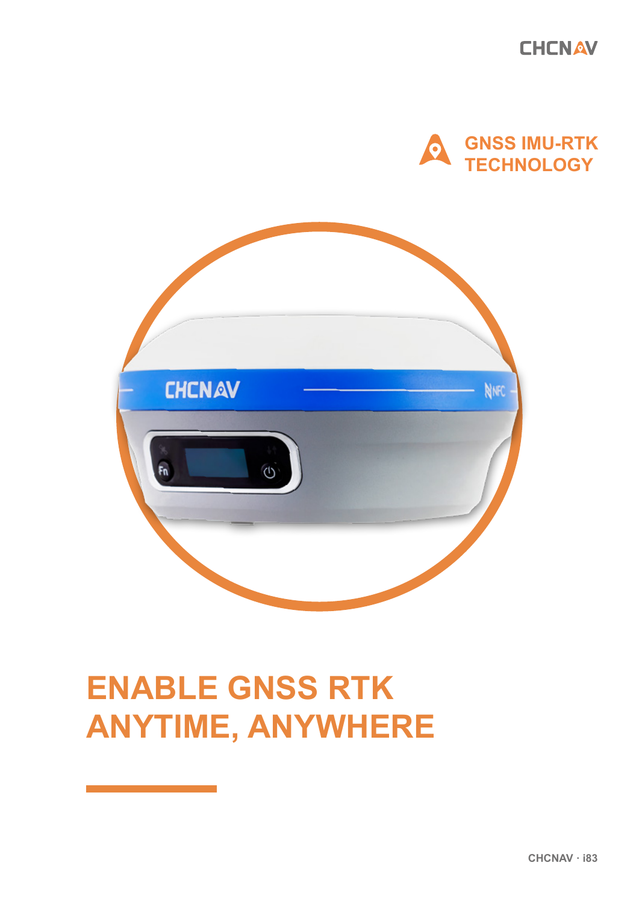CHCNAV

GNSS IMU-RTK TECHNOLOGY

# ENABLE GNSS RTK ANYTIME, ANYWHERE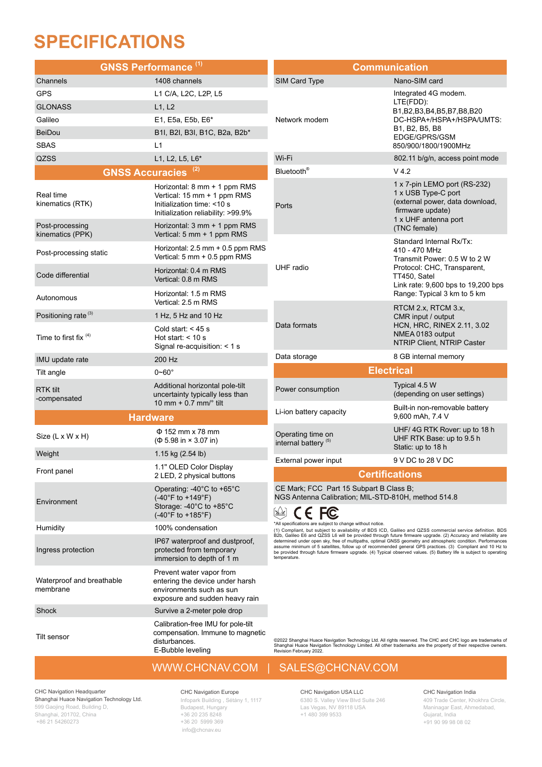# SPECIFICATIONS

| GNSS Performance [(1)] | |
|---|---|
| Channels | 1408 channels |
| GPS | L1 C/A, L2C, L2P, L5 |
| GLONASS | L1, L2 |
| Galileo | E1, E5a, E5b, E6* |
| BeiDou | B1I, B2I, B3I, B1C, B2a, B2b* |
| SBAS | L1 |
| QZSS | L1, L2, L5, L6* |
| **GNSS Accuracies [(2)]** | |
| Real time kinematics (RTK) | Horizontal: 8 mm + 1 ppm RMS<br>Vertical: 15 mm + 1 ppm RMS<br>Initialization time: <10 s<br>Initialization reliability: >99.9% |
| Post-processing kinematics (PPK) | Horizontal: 3 mm + 1 ppm RMS<br>Vertical: 5 mm + 1 ppm RMS |
| Post-processing static | Horizontal: 2.5 mm + 0.5 ppm RMS<br>Vertical: 5 mm + 0.5 ppm RMS |
| Code differential | Horizontal: 0.4 m RMS<br>Vertical: 0.8 m RMS |
| Autonomous | Horizontal: 1.5 m RMS<br>Vertical: 2.5 m RMS |
| Positioning rate [(3)] | 1 Hz, 5 Hz and 10 Hz |
| Time to first fix [(4)] | Cold start: < 45 s<br>Hot start: < 10 s<br>Signal re-acquisition: < 1 s |
| IMU update rate | 200 Hz |
| Tilt angle | 0~60° |
| RTK tilt -compensated | Additional horizontal pole-tilt uncertainty typically less than 10 mm + 0.7 mm/° tilt |
| **Hardware** | |
| Size (L x W x H) | Φ 152 mm x 78 mm<br>(Φ 5.98 in × 3.07 in) |
| Weight | 1.15 kg (2.54 lb) |
| Front panel | 1.1" OLED Color Display<br>2 LED, 2 physical buttons |
| Environment | Operating: -40°C to +65°C<br>(-40°F to +149°F)<br>Storage: -40°C to +85°C<br>(-40°F to +185°F) |
| Humidity | 100% condensation |
| Ingress protection | IP67 waterproof and dustproof, protected from temporary immersion to depth of 1 m |
| Waterproof and breathable membrane | Prevent water vapor from entering the device under harsh environments such as sun exposure and sudden heavy rain |
| Shock | Survive a 2-meter pole drop |
| Tilt sensor | Calibration-free IMU for pole-tilt compensation. Immune to magnetic disturbances.<br>E-Bubble leveling |

| Communication | |
|---|---|
| SIM Card Type | Nano-SIM card |
| Network modem | Integrated 4G modem.<br>LTE(FDD):<br>B1,B2,B3,B4,B5,B7,B8,B20<br>DC-HSPA+/HSPA+/HSPA/UMTS:<br>B1, B2, B5, B8<br>EDGE/GPRS/GSM<br>850/900/1800/1900MHz |
| Wi-Fi | 802.11 b/g/n, access point mode |
| Bluetooth® | V 4.2 |
| Ports | 1 x 7-pin LEMO port (RS-232)<br>1 x USB Type-C port<br>(external power, data download, firmware update)<br>1 x UHF antenna port<br>(TNC female) |
| UHF radio | Standard Internal Rx/Tx:<br>410 - 470 MHz<br>Transmit Power: 0.5 W to 2 W<br>Protocol: CHC, Transparent, TT450, Satel<br>Link rate: 9,600 bps to 19,200 bps<br>Range: Typical 3 km to 5 km |
| Data formats | RTCM 2.x, RTCM 3.x,<br>CMR input / output<br>HCN, HRC, RINEX 2.11, 3.02<br>NMEA 0183 output<br>NTRIP Client, NTRIP Caster |
| Data storage | 8 GB internal memory |
| **Electrical** | |
| Power consumption | Typical 4.5 W<br>(depending on user settings) |
| Li-ion battery capacity | Built-in non-removable battery<br>9,600 mAh, 7.4 V |
| Operating time on internal battery [(5)] | UHF/ 4G RTK Rover: up to 18 h<br>UHF RTK Base: up to 9.5 h<br>Static: up to 18 h |
| External power input | 9 V DC to 28 V DC |
| **Certifications** | |
| CE Mark; FCC Part 15 Subpart B Class B;<br>NGS Antenna Calibration; MIL-STD-810H, method 514.8 | |

CE FC

*All specifications are subject to change without notice.
(1) Compliant, but subject to availability of BDS ICD, Galileo and QZSS commercial service definition. BDS B2b, Galileo E6 and QZSS L6 will be provided through future firmware upgrade. (2) Accuracy and reliability are determined under open sky, free of multipaths, optimal GNSS geometry and atmospheric condition. Performances assume minimum of 5 satellites, follow up of recommended general GPS practices. (3) Compliant and 10 Hz to be provided through future firmware upgrade. (4) Typical observed values. (5) Battery life is subject to operating temperature.

©2022 Shanghai Huace Navigation Technology Ltd. All rights reserved. The CHC and CHC logo are trademarks of Shanghai Huace Navigation Technology Limited. All other trademarks are the property of their respective owners. Revision February 2022.

WWW.CHCNAV.COM | SALES@CHCNAV.COM

CHC Navigation Headquarter
Shanghai Huace Navigation Technology Ltd.
599 Gaojing Road, Building D,
Shanghai, 201702, China
+86 21 54260273

CHC Navigation Europe
Infopark Building , Sétány 1, 1117
Budapest, Hungary
+36 20 235 8248
+36 20 5999 369
info@chcnav.eu

CHC Navigation USA LLC
6380 S. Valley View Blvd Suite 246
Las Vegas, NV 89118 USA
+1 480 399 9533

CHC Navigation India
409 Trade Center, Khokhra Circle,
Maninagar East, Ahmedabad,
Gujarat, India
+91 90 99 98 08 02